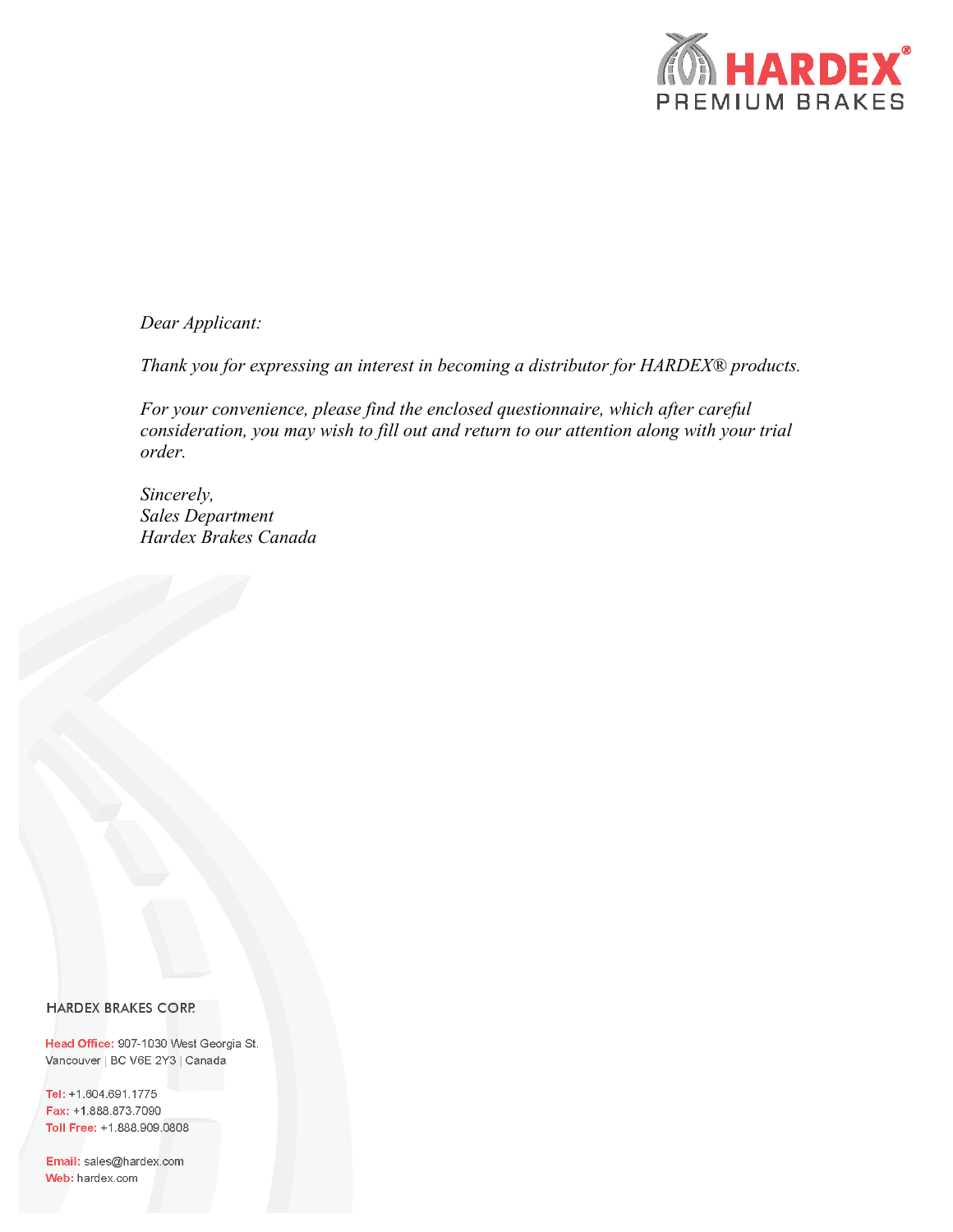**HARDEX®**
PREMIUM BRAKES

*Dear Applicant:*

*Thank you for expressing an interest in becoming a distributor for HARDEX® products.*

*For your convenience, please find the enclosed questionnaire, which after careful consideration, you may wish to fill out and return to our attention along with your trial order.*

*Sincerely,*
*Sales Department*
*Hardex Brakes Canada*

HARDEX BRAKES CORP.

**Head Office:** 907-1030 West Georgia St.
Vancouver | BC V6E 2Y3 | Canada

**Tel:** +1.604.691.1775
**Fax:** +1.888.873.7090
**Toll Free:** +1.888.909.0808

**Email:** sales@hardex.com
**Web:** hardex.com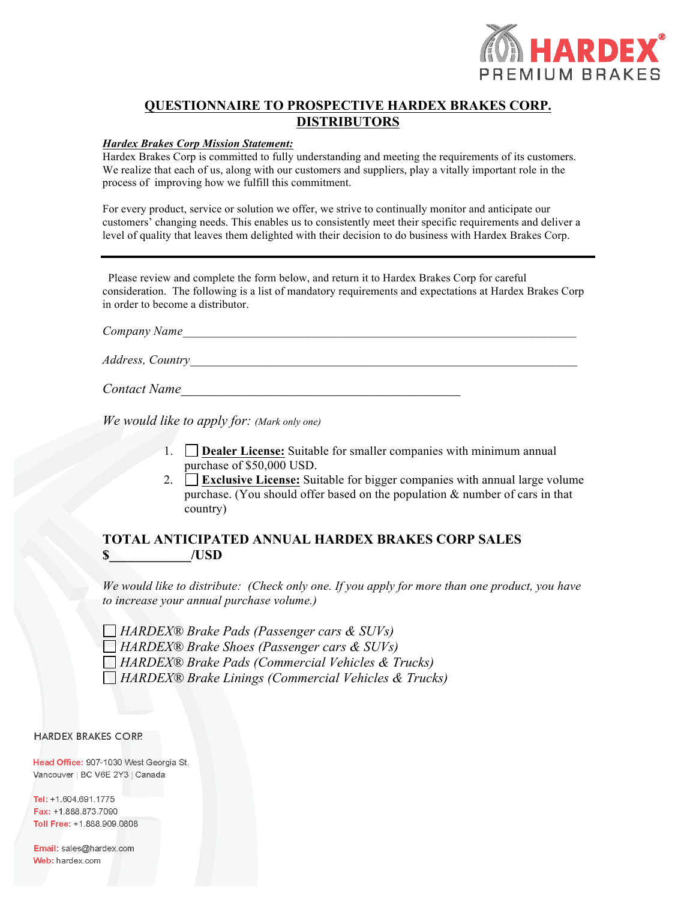# QUESTIONNAIRE TO PROSPECTIVE HARDEX BRAKES CORP. DISTRIBUTORS

***Hardex Brakes Corp Mission Statement:***

Hardex Brakes Corp is committed to fully understanding and meeting the requirements of its customers. We realize that each of us, along with our customers and suppliers, play a vitally important role in the process of improving how we fulfill this commitment.

For every product, service or solution we offer, we strive to continually monitor and anticipate our customers' changing needs. This enables us to consistently meet their specific requirements and deliver a level of quality that leaves them delighted with their decision to do business with Hardex Brakes Corp.

---

Please review and complete the form below, and return it to Hardex Brakes Corp for careful consideration. The following is a list of mandatory requirements and expectations at Hardex Brakes Corp in order to become a distributor.

*Company Name*_______________________________________________________________

*Address, Country*_____________________________________________________________

*Contact Name*__________________________________________

*We would like to apply for:* *(Mark only one)*

1. ☐ **Dealer License:** Suitable for smaller companies with minimum annual purchase of $50,000 USD.
2. ☐ **Exclusive License:** Suitable for bigger companies with annual large volume purchase. (You should offer based on the population & number of cars in that country)

**TOTAL ANTICIPATED ANNUAL HARDEX BRAKES CORP SALES $____________/USD**

*We would like to distribute: (Check only one. If you apply for more than one product, you have to increase your annual purchase volume.)*

☐ *HARDEX® Brake Pads (Passenger cars & SUVs)*
☐ *HARDEX® Brake Shoes (Passenger cars & SUVs)*
☐ *HARDEX® Brake Pads (Commercial Vehicles & Trucks)*
☐ *HARDEX® Brake Linings (Commercial Vehicles & Trucks)*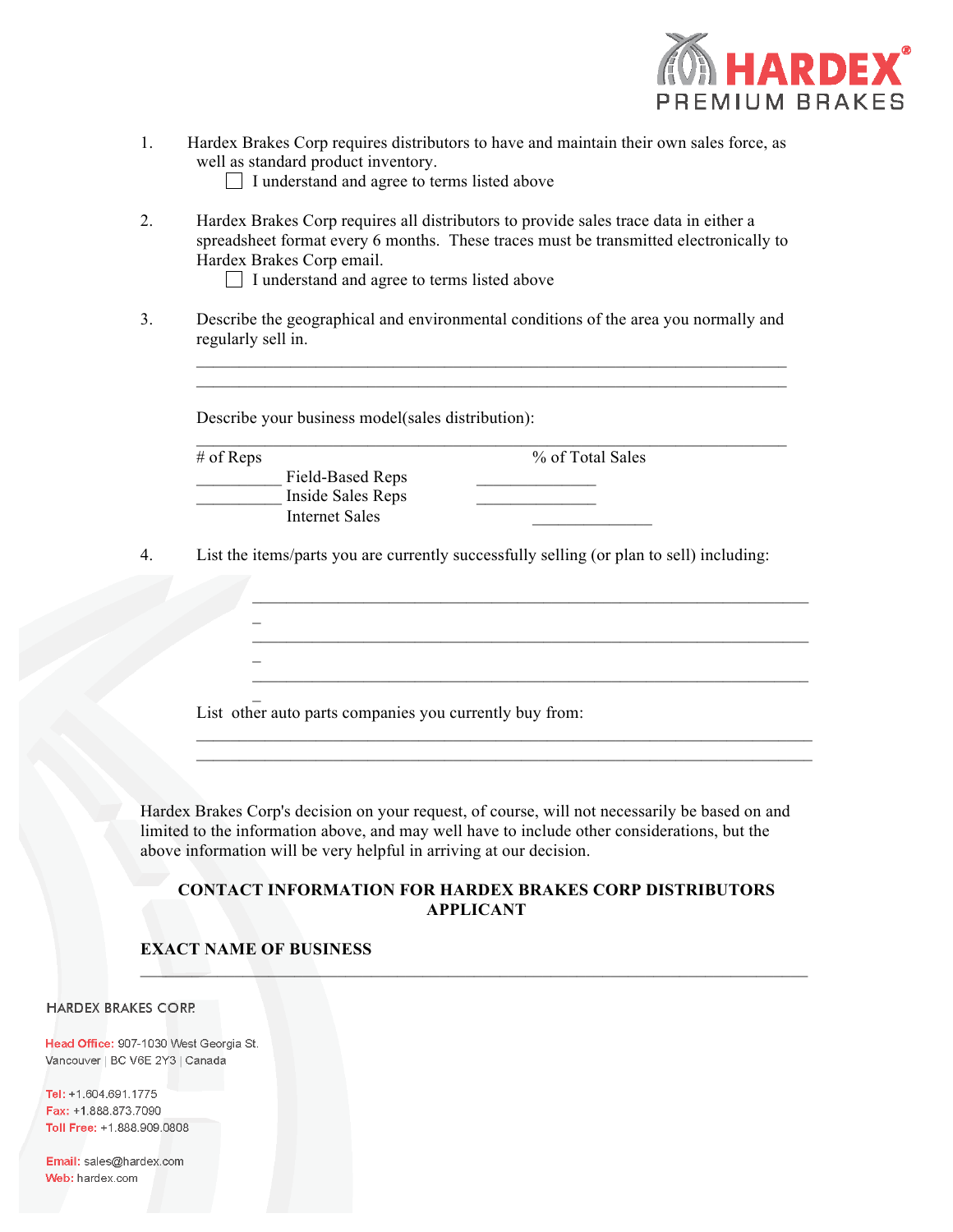1. Hardex Brakes Corp requires distributors to have and maintain their own sales force, as well as standard product inventory.
   - [ ] I understand and agree to terms listed above

2. Hardex Brakes Corp requires all distributors to provide sales trace data in either a spreadsheet format every 6 months. These traces must be transmitted electronically to Hardex Brakes Corp email.
   - [ ] I understand and agree to terms listed above

3. Describe the geographical and environmental conditions of the area you normally and regularly sell in.

   ______________________________________________________________________
   ______________________________________________________________________

   Describe your business model(sales distribution):

   ______________________________________________________________________

| # of Reps | | % of Total Sales |
|---|---|---|
| __________ | Field-Based Reps | ______________ |
| __________ | Inside Sales Reps | ______________ |
| | Internet Sales | ______________ |

4. List the items/parts you are currently successfully selling (or plan to sell) including:

   ______________________________________________________________________
   ______________________________________________________________________
   ______________________________________________________________________

   List other auto parts companies you currently buy from:

   ______________________________________________________________________
   ______________________________________________________________________

Hardex Brakes Corp's decision on your request, of course, will not necessarily be based on and limited to the information above, and may well have to include other considerations, but the above information will be very helpful in arriving at our decision.

**CONTACT INFORMATION FOR HARDEX BRAKES CORP DISTRIBUTORS APPLICANT**

**EXACT NAME OF BUSINESS**

______________________________________________________________________

HARDEX BRAKES CORP.

Head Office: 907-1030 West Georgia St.
Vancouver | BC V6E 2Y3 | Canada

Tel: +1.604.691.1775
Fax: +1.888.873.7090
Toll Free: +1.888.909.0808

Email: sales@hardex.com
Web: hardex.com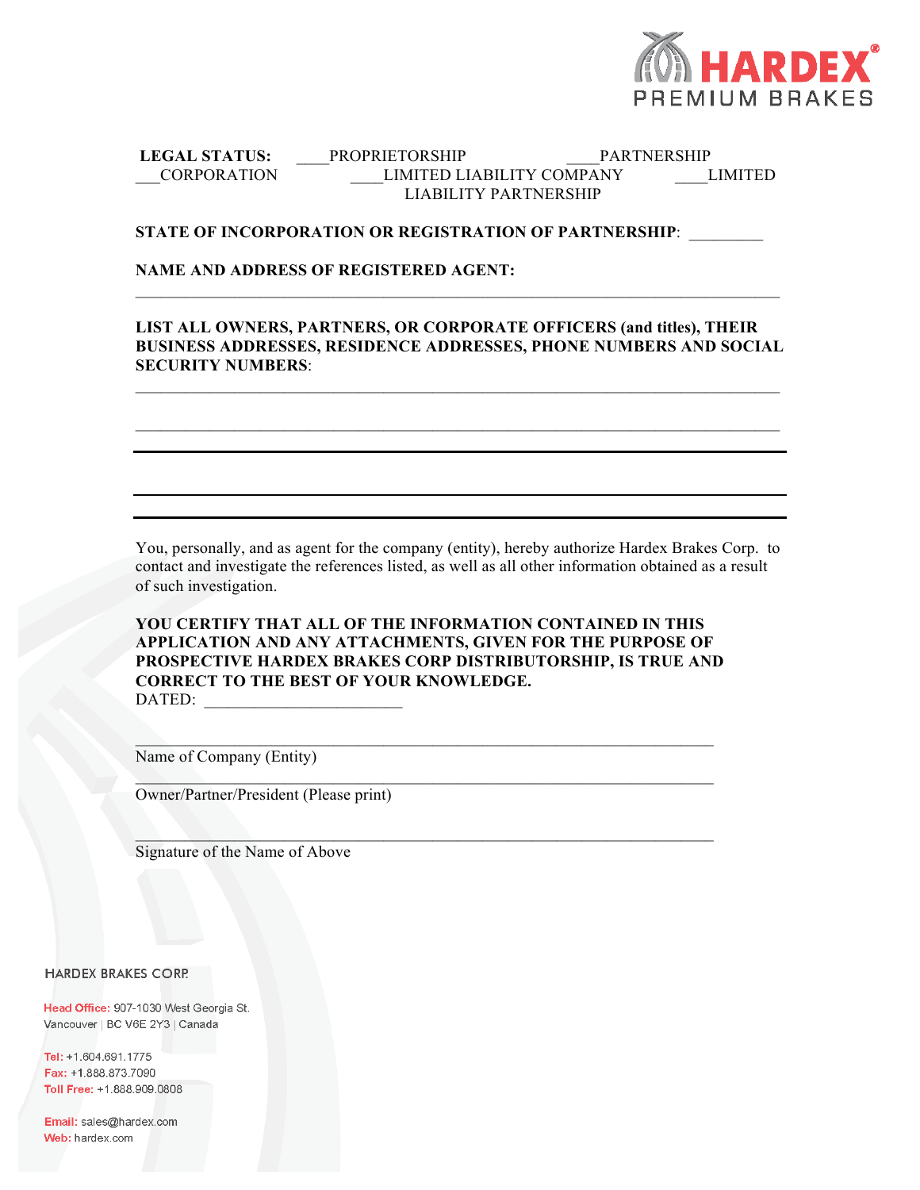HARDEX
PREMIUM BRAKES

**LEGAL STATUS:** \_\_\_\_PROPRIETORSHIP \_\_\_\_PARTNERSHIP \_\_\_CORPORATION \_\_\_\_LIMITED LIABILITY COMPANY \_\_\_\_LIMITED LIABILITY PARTNERSHIP

**STATE OF INCORPORATION OR REGISTRATION OF PARTNERSHIP**: \_\_\_\_\_\_\_\_\_

**NAME AND ADDRESS OF REGISTERED AGENT:**

\_\_\_\_\_\_\_\_\_\_\_\_\_\_\_\_\_\_\_\_\_\_\_\_\_\_\_\_\_\_\_\_\_\_\_\_\_\_\_\_\_\_\_\_\_\_\_\_\_\_\_\_\_\_\_\_\_\_\_\_\_\_\_\_\_\_\_\_\_\_

**LIST ALL OWNERS, PARTNERS, OR CORPORATE OFFICERS (and titles), THEIR BUSINESS ADDRESSES, RESIDENCE ADDRESSES, PHONE NUMBERS AND SOCIAL SECURITY NUMBERS**:

\_\_\_\_\_\_\_\_\_\_\_\_\_\_\_\_\_\_\_\_\_\_\_\_\_\_\_\_\_\_\_\_\_\_\_\_\_\_\_\_\_\_\_\_\_\_\_\_\_\_\_\_\_\_\_\_\_\_\_\_\_\_\_\_\_\_\_\_\_\_

\_\_\_\_\_\_\_\_\_\_\_\_\_\_\_\_\_\_\_\_\_\_\_\_\_\_\_\_\_\_\_\_\_\_\_\_\_\_\_\_\_\_\_\_\_\_\_\_\_\_\_\_\_\_\_\_\_\_\_\_\_\_\_\_\_\_\_\_\_\_

You, personally, and as agent for the company (entity), hereby authorize Hardex Brakes Corp. to contact and investigate the references listed, as well as all other information obtained as a result of such investigation.

**YOU CERTIFY THAT ALL OF THE INFORMATION CONTAINED IN THIS APPLICATION AND ANY ATTACHMENTS, GIVEN FOR THE PURPOSE OF PROSPECTIVE HARDEX BRAKES CORP DISTRIBUTORSHIP, IS TRUE AND CORRECT TO THE BEST OF YOUR KNOWLEDGE.**

DATED: \_\_\_\_\_\_\_\_\_\_\_\_\_\_\_\_\_\_\_\_\_\_\_\_

\_\_\_\_\_\_\_\_\_\_\_\_\_\_\_\_\_\_\_\_\_\_\_\_\_\_\_\_\_\_\_\_\_\_\_\_\_\_\_\_\_\_\_\_\_\_\_\_\_\_\_\_\_\_\_\_\_\_\_\_\_\_\_\_

Name of Company (Entity)

\_\_\_\_\_\_\_\_\_\_\_\_\_\_\_\_\_\_\_\_\_\_\_\_\_\_\_\_\_\_\_\_\_\_\_\_\_\_\_\_\_\_\_\_\_\_\_\_\_\_\_\_\_\_\_\_\_\_\_\_\_\_\_\_

Owner/Partner/President (Please print)

\_\_\_\_\_\_\_\_\_\_\_\_\_\_\_\_\_\_\_\_\_\_\_\_\_\_\_\_\_\_\_\_\_\_\_\_\_\_\_\_\_\_\_\_\_\_\_\_\_\_\_\_\_\_\_\_\_\_\_\_\_\_\_\_

Signature of the Name of Above

HARDEX BRAKES CORP.

Head Office: 907-1030 West Georgia St.
Vancouver | BC V6E 2Y3 | Canada

Tel: +1.604.691.1775
Fax: +1.888.873.7090
Toll Free: +1.888.909.0808

Email: sales@hardex.com
Web: hardex.com